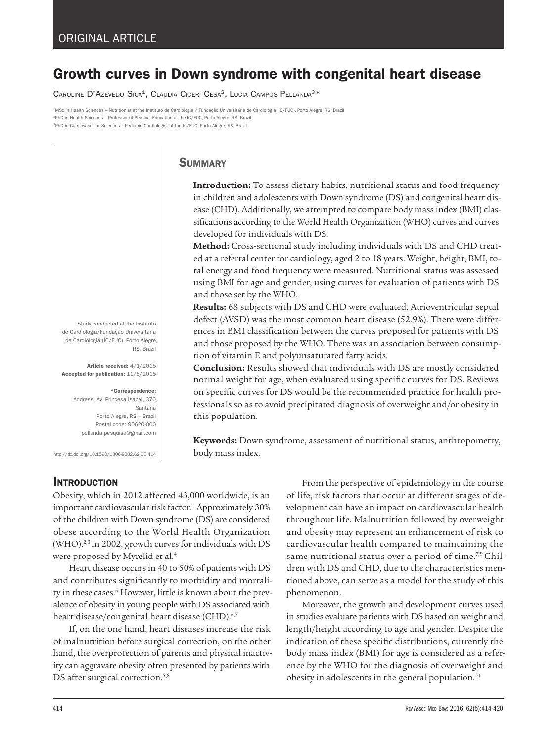ORIGINAL ARTICLE

# Growth curves in Down syndrome with congenital heart disease

Caroline D'Azevedo Sica[1], Claudia Ciceri Cesa[2], Lucia Campos Pellanda[3]*

[1]MSc in Health Sciences – Nutritionist at the Instituto de Cardiologia / Fundação Universitária de Cardiologia (IC/FUC), Porto Alegre, RS, Brazil
[2]PhD in Health Sciences – Professor of Physical Education at the IC/FUC, Porto Alegre, RS, Brazil
[3]PhD in Cardiovascular Sciences – Pediatric Cardiologist at the IC/FUC, Porto Alegre, RS, Brazil

Study conducted at the Instituto de Cardiologia/Fundação Universitária de Cardiologia (IC/FUC), Porto Alegre, RS, Brazil

**Article received:** 4/1/2015
**Accepted for publication:** 11/8/2015

**\*Correspondence:**
Address: Av. Princesa Isabel, 370, Santana
Porto Alegre, RS – Brazil
Postal code: 90620-000
pellanda.pesquisa@gmail.com

http://dx.doi.org/10.1590/1806-9282.62.05.414

## Summary

**Introduction:** To assess dietary habits, nutritional status and food frequency in children and adolescents with Down syndrome (DS) and congenital heart disease (CHD). Additionally, we attempted to compare body mass index (BMI) classifications according to the World Health Organization (WHO) curves and curves developed for individuals with DS.

**Method:** Cross-sectional study including individuals with DS and CHD treated at a referral center for cardiology, aged 2 to 18 years. Weight, height, BMI, total energy and food frequency were measured. Nutritional status was assessed using BMI for age and gender, using curves for evaluation of patients with DS and those set by the WHO.

**Results:** 68 subjects with DS and CHD were evaluated. Atrioventricular septal defect (AVSD) was the most common heart disease (52.9%). There were differences in BMI classification between the curves proposed for patients with DS and those proposed by the WHO. There was an association between consumption of vitamin E and polyunsaturated fatty acids.

**Conclusion:** Results showed that individuals with DS are mostly considered normal weight for age, when evaluated using specific curves for DS. Reviews on specific curves for DS would be the recommended practice for health professionals so as to avoid precipitated diagnosis of overweight and/or obesity in this population.

**Keywords:** Down syndrome, assessment of nutritional status, anthropometry, body mass index.

## Introduction

Obesity, which in 2012 affected 43,000 worldwide, is an important cardiovascular risk factor.[1] Approximately 30% of the children with Down syndrome (DS) are considered obese according to the World Health Organization (WHO).[2,3] In 2002, growth curves for individuals with DS were proposed by Myrelid et al.[4]

Heart disease occurs in 40 to 50% of patients with DS and contributes significantly to morbidity and mortality in these cases.[5] However, little is known about the prevalence of obesity in young people with DS associated with heart disease/congenital heart disease (CHD).[6,7]

If, on the one hand, heart diseases increase the risk of malnutrition before surgical correction, on the other hand, the overprotection of parents and physical inactivity can aggravate obesity often presented by patients with DS after surgical correction.[5,8]

From the perspective of epidemiology in the course of life, risk factors that occur at different stages of development can have an impact on cardiovascular health throughout life. Malnutrition followed by overweight and obesity may represent an enhancement of risk to cardiovascular health compared to maintaining the same nutritional status over a period of time.[7,9] Children with DS and CHD, due to the characteristics mentioned above, can serve as a model for the study of this phenomenon.

Moreover, the growth and development curves used in studies evaluate patients with DS based on weight and length/height according to age and gender. Despite the indication of these specific distributions, currently the body mass index (BMI) for age is considered as a reference by the WHO for the diagnosis of overweight and obesity in adolescents in the general population.[10]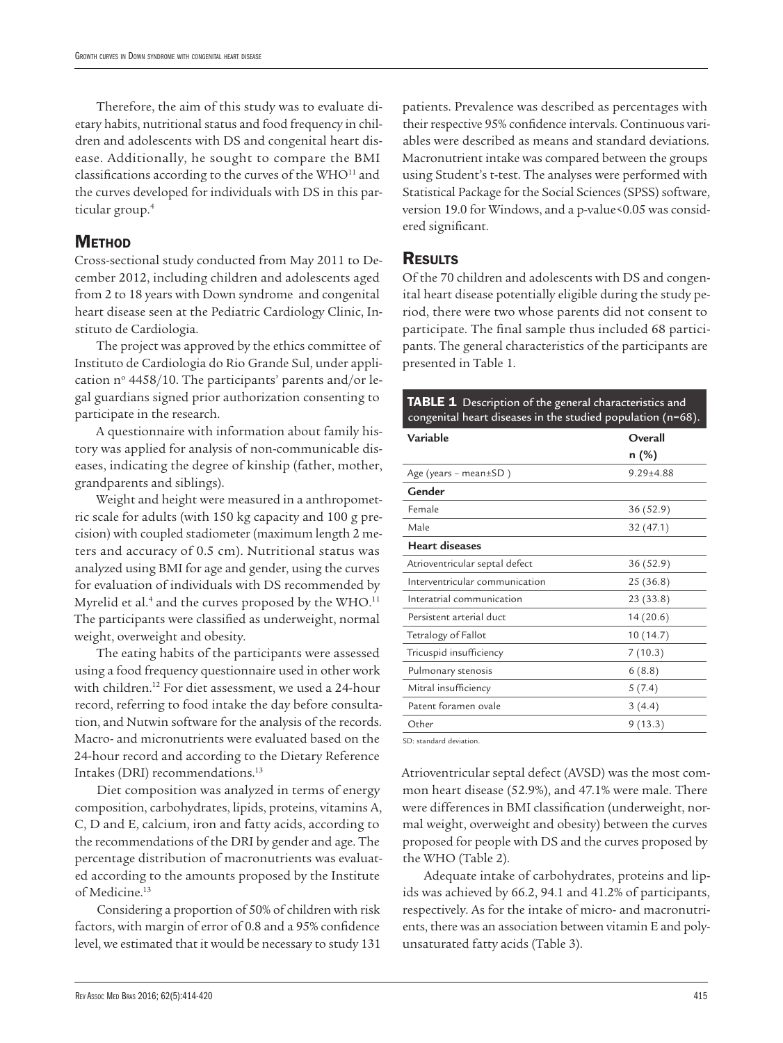Therefore, the aim of this study was to evaluate dietary habits, nutritional status and food frequency in children and adolescents with DS and congenital heart disease. Additionally, he sought to compare the BMI classifications according to the curves of the WHO[11] and the curves developed for individuals with DS in this particular group.[4]

## Method

Cross-sectional study conducted from May 2011 to December 2012, including children and adolescents aged from 2 to 18 years with Down syndrome and congenital heart disease seen at the Pediatric Cardiology Clinic, Instituto de Cardiologia.

The project was approved by the ethics committee of Instituto de Cardiologia do Rio Grande Sul, under application nº 4458/10. The participants' parents and/or legal guardians signed prior authorization consenting to participate in the research.

A questionnaire with information about family history was applied for analysis of non-communicable diseases, indicating the degree of kinship (father, mother, grandparents and siblings).

Weight and height were measured in a anthropometric scale for adults (with 150 kg capacity and 100 g precision) with coupled stadiometer (maximum length 2 meters and accuracy of 0.5 cm). Nutritional status was analyzed using BMI for age and gender, using the curves for evaluation of individuals with DS recommended by Myrelid et al.[4] and the curves proposed by the WHO.[11] The participants were classified as underweight, normal weight, overweight and obesity.

The eating habits of the participants were assessed using a food frequency questionnaire used in other work with children.[12] For diet assessment, we used a 24-hour record, referring to food intake the day before consultation, and Nutwin software for the analysis of the records. Macro- and micronutrients were evaluated based on the 24-hour record and according to the Dietary Reference Intakes (DRI) recommendations.[13]

Diet composition was analyzed in terms of energy composition, carbohydrates, lipids, proteins, vitamins A, C, D and E, calcium, iron and fatty acids, according to the recommendations of the DRI by gender and age. The percentage distribution of macronutrients was evaluated according to the amounts proposed by the Institute of Medicine.[13]

Considering a proportion of 50% of children with risk factors, with margin of error of 0.8 and a 95% confidence level, we estimated that it would be necessary to study 131 patients. Prevalence was described as percentages with their respective 95% confidence intervals. Continuous variables were described as means and standard deviations. Macronutrient intake was compared between the groups using Student's t-test. The analyses were performed with Statistical Package for the Social Sciences (SPSS) software, version 19.0 for Windows, and a p-value<0.05 was considered significant.

## Results

Of the 70 children and adolescents with DS and congenital heart disease potentially eligible during the study period, there were two whose parents did not consent to participate. The final sample thus included 68 participants. The general characteristics of the participants are presented in Table 1.

**TABLE 1** Description of the general characteristics and congenital heart diseases in the studied population (n=68).

| Variable | Overall n (%) |
|---|---|
| Age (years – mean±SD ) | 9.29±4.88 |
| **Gender** | |
| Female | 36 (52.9) |
| Male | 32 (47.1) |
| **Heart diseases** | |
| Atrioventricular septal defect | 36 (52.9) |
| Interventricular communication | 25 (36.8) |
| Interatrial communication | 23 (33.8) |
| Persistent arterial duct | 14 (20.6) |
| Tetralogy of Fallot | 10 (14.7) |
| Tricuspid insufficiency | 7 (10.3) |
| Pulmonary stenosis | 6 (8.8) |
| Mitral insufficiency | 5 (7.4) |
| Patent foramen ovale | 3 (4.4) |
| Other | 9 (13.3) |

SD: standard deviation.

Atrioventricular septal defect (AVSD) was the most common heart disease (52.9%), and 47.1% were male. There were differences in BMI classification (underweight, normal weight, overweight and obesity) between the curves proposed for people with DS and the curves proposed by the WHO (Table 2).

Adequate intake of carbohydrates, proteins and lipids was achieved by 66.2, 94.1 and 41.2% of participants, respectively. As for the intake of micro- and macronutrients, there was an association between vitamin E and polyunsaturated fatty acids (Table 3).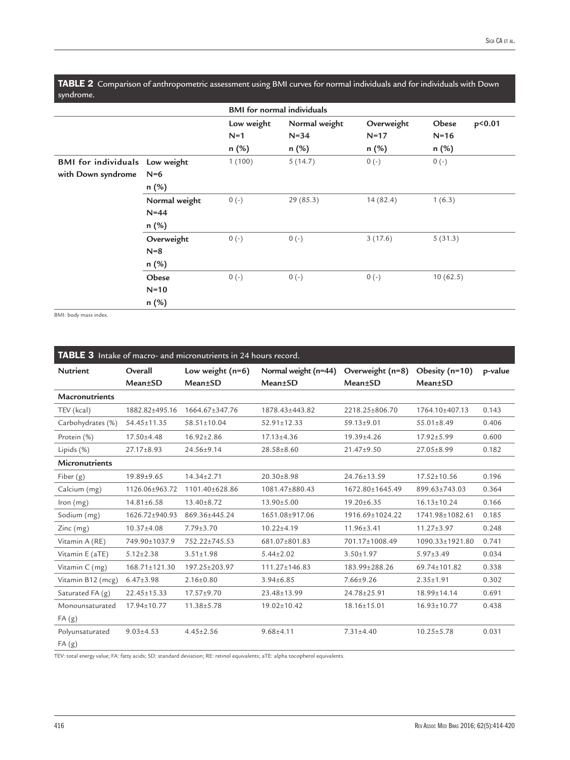**TABLE 2** Comparison of anthropometric assessment using BMI curves for normal individuals and for individuals with Down syndrome.

| | | BMI for normal individuals | | | | |
|---|---|---|---|---|---|---|
| | | Low weight N=1 n (%) | Normal weight N=34 n (%) | Overweight N=17 n (%) | Obese N=16 n (%) | p<0.01 |
| **BMI for individuals with Down syndrome** | **Low weight N=6 n (%)** | 1 (100) | 5 (14.7) | 0 (-) | 0 (-) | |
| | **Normal weight N=44 n (%)** | 0 (-) | 29 (85.3) | 14 (82.4) | 1 (6.3) | |
| | **Overweight N=8 n (%)** | 0 (-) | 0 (-) | 3 (17.6) | 5 (31.3) | |
| | **Obese N=10 n (%)** | 0 (-) | 0 (-) | 0 (-) | 10 (62.5) | |

BMI: body mass index.

**TABLE 3** Intake of macro- and micronutrients in 24 hours record.

| Nutrient | Overall Mean±SD | Low weight (n=6) Mean±SD | Normal weight (n=44) Mean±SD | Overweight (n=8) Mean±SD | Obesity (n=10) Mean±SD | p-value |
|---|---|---|---|---|---|---|
| **Macronutrients** | | | | | | |
| TEV (kcal) | 1882.82±495.16 | 1664.67±347.76 | 1878.43±443.82 | 2218.25±806.70 | 1764.10±407.13 | 0.143 |
| Carbohydrates (%) | 54.45±11.35 | 58.51±10.04 | 52.91±12.33 | 59.13±9.01 | 55.01±8.49 | 0.406 |
| Protein (%) | 17.50±4.48 | 16.92±2.86 | 17.13±4.36 | 19.39±4.26 | 17.92±5.99 | 0.600 |
| Lipids (%) | 27.17±8.93 | 24.56±9.14 | 28.58±8.60 | 21.47±9.50 | 27.05±8.99 | 0.182 |
| **Micronutrients** | | | | | | |
| Fiber (g) | 19.89±9.65 | 14.34±2.71 | 20.30±8.98 | 24.76±13.59 | 17.52±10.56 | 0.196 |
| Calcium (mg) | 1126.06±963.72 | 1101.40±628.86 | 1081.47±880.43 | 1672.80±1645.49 | 899.63±743.03 | 0.364 |
| Iron (mg) | 14.81±6.58 | 13.40±8.72 | 13.90±5.00 | 19.20±6.35 | 16.13±10.24 | 0.166 |
| Sodium (mg) | 1626.72±940.93 | 869.36±445.24 | 1651.08±917.06 | 1916.69±1024.22 | 1741.98±1082.61 | 0.185 |
| Zinc (mg) | 10.37±4.08 | 7.79±3.70 | 10.22±4.19 | 11.96±3.41 | 11.27±3.97 | 0.248 |
| Vitamin A (RE) | 749.90±1037.9 | 752.22±745.53 | 681.07±801.83 | 701.17±1008.49 | 1090.33±1921.80 | 0.741 |
| Vitamin E (aTE) | 5.12±2.38 | 3.51±1.98 | 5.44±2.02 | 3.50±1.97 | 5.97±3.49 | 0.034 |
| Vitamin C (mg) | 168.71±121.30 | 197.25±203.97 | 111.27±146.83 | 183.99±288.26 | 69.74±101.82 | 0.338 |
| Vitamin B12 (mcg) | 6.47±3.98 | 2.16±0.80 | 3.94±6.85 | 7.66±9.26 | 2.35±1.91 | 0.302 |
| Saturated FA (g) | 22.45±15.33 | 17.57±9.70 | 23.48±13.99 | 24.78±25.91 | 18.99±14.14 | 0.691 |
| Monounsaturated FA (g) | 17.94±10.77 | 11.38±5.78 | 19.02±10.42 | 18.16±15.01 | 16.93±10.77 | 0.438 |
| Polyunsaturated FA (g) | 9.03±4.53 | 4.45±2.56 | 9.68±4.11 | 7.31±4.40 | 10.25±5.78 | 0.031 |

TEV: total energy value; FA: fatty acids; SD: standard deviation; RE: retinol equivalents; aTE: alpha tocopherol equivalents.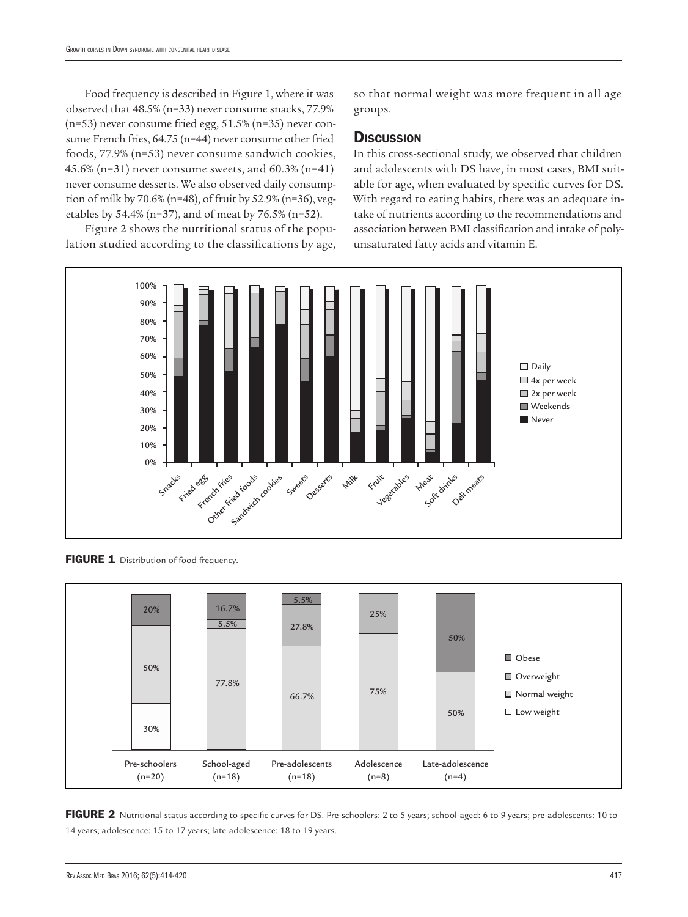Food frequency is described in Figure 1, where it was observed that 48.5% (n=33) never consume snacks, 77.9% (n=53) never consume fried egg, 51.5% (n=35) never consume French fries, 64.75 (n=44) never consume other fried foods, 77.9% (n=53) never consume sandwich cookies, 45.6% (n=31) never consume sweets, and 60.3% (n=41) never consume desserts. We also observed daily consumption of milk by 70.6% (n=48), of fruit by 52.9% (n=36), vegetables by 54.4% (n=37), and of meat by 76.5% (n=52).

Figure 2 shows the nutritional status of the population studied according to the classifications by age, so that normal weight was more frequent in all age groups.

## Discussion

In this cross-sectional study, we observed that children and adolescents with DS have, in most cases, BMI suitable for age, when evaluated by specific curves for DS. With regard to eating habits, there was an adequate intake of nutrients according to the recommendations and association between BMI classification and intake of polyunsaturated fatty acids and vitamin E.

**FIGURE 1** Distribution of food frequency.

**FIGURE 2** Nutritional status according to specific curves for DS. Pre-schoolers: 2 to 5 years; school-aged: 6 to 9 years; pre-adolescents: 10 to 14 years; adolescence: 15 to 17 years; late-adolescence: 18 to 19 years.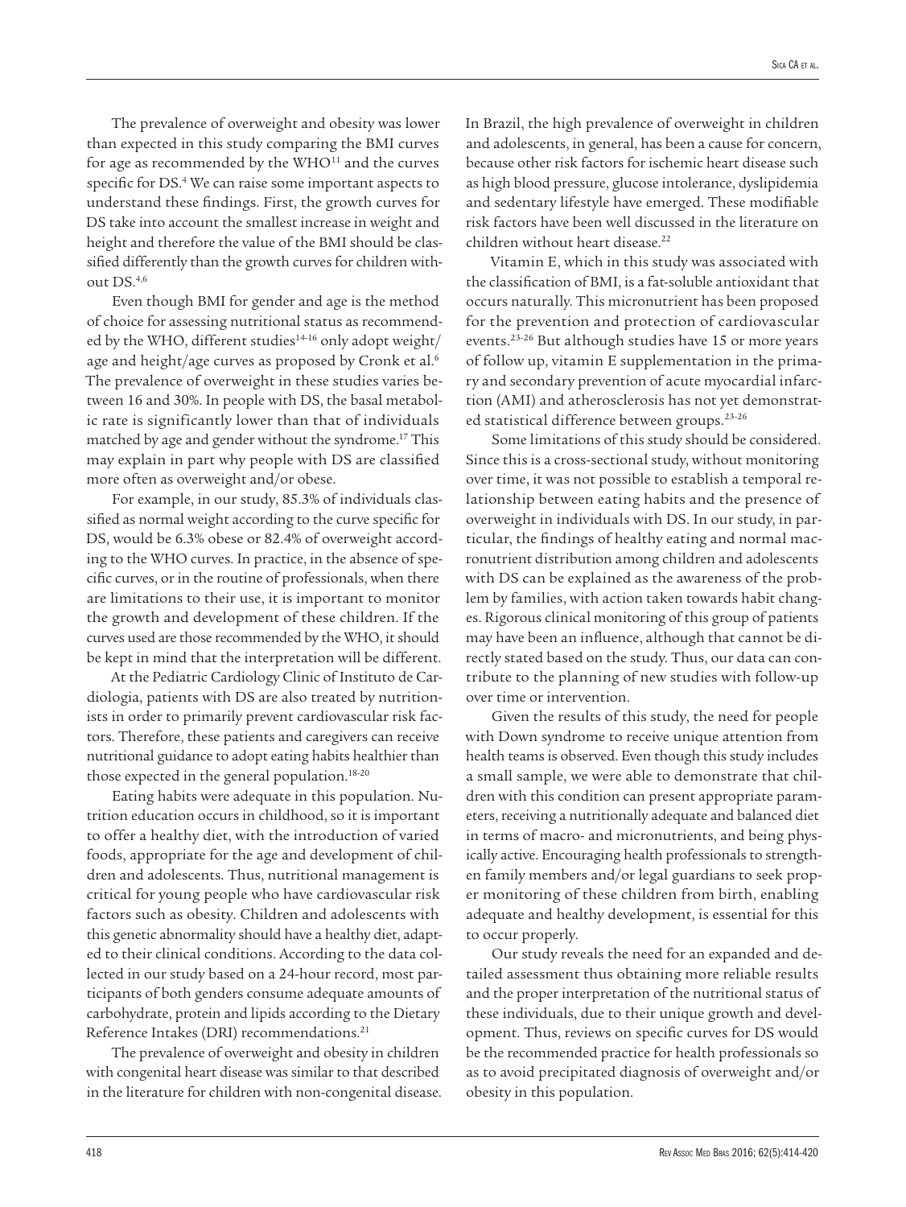The prevalence of overweight and obesity was lower than expected in this study comparing the BMI curves for age as recommended by the WHO[11] and the curves specific for DS.[4] We can raise some important aspects to understand these findings. First, the growth curves for DS take into account the smallest increase in weight and height and therefore the value of the BMI should be classified differently than the growth curves for children without DS.[4,6]

Even though BMI for gender and age is the method of choice for assessing nutritional status as recommended by the WHO, different studies[14-16] only adopt weight/age and height/age curves as proposed by Cronk et al.[6] The prevalence of overweight in these studies varies between 16 and 30%. In people with DS, the basal metabolic rate is significantly lower than that of individuals matched by age and gender without the syndrome.[17] This may explain in part why people with DS are classified more often as overweight and/or obese.

For example, in our study, 85.3% of individuals classified as normal weight according to the curve specific for DS, would be 6.3% obese or 82.4% of overweight according to the WHO curves. In practice, in the absence of specific curves, or in the routine of professionals, when there are limitations to their use, it is important to monitor the growth and development of these children. If the curves used are those recommended by the WHO, it should be kept in mind that the interpretation will be different.

At the Pediatric Cardiology Clinic of Instituto de Cardiologia, patients with DS are also treated by nutritionists in order to primarily prevent cardiovascular risk factors. Therefore, these patients and caregivers can receive nutritional guidance to adopt eating habits healthier than those expected in the general population.[18-20]

Eating habits were adequate in this population. Nutrition education occurs in childhood, so it is important to offer a healthy diet, with the introduction of varied foods, appropriate for the age and development of children and adolescents. Thus, nutritional management is critical for young people who have cardiovascular risk factors such as obesity. Children and adolescents with this genetic abnormality should have a healthy diet, adapted to their clinical conditions. According to the data collected in our study based on a 24-hour record, most participants of both genders consume adequate amounts of carbohydrate, protein and lipids according to the Dietary Reference Intakes (DRI) recommendations.[21]

The prevalence of overweight and obesity in children with congenital heart disease was similar to that described in the literature for children with non-congenital disease. In Brazil, the high prevalence of overweight in children and adolescents, in general, has been a cause for concern, because other risk factors for ischemic heart disease such as high blood pressure, glucose intolerance, dyslipidemia and sedentary lifestyle have emerged. These modifiable risk factors have been well discussed in the literature on children without heart disease.[22]

Vitamin E, which in this study was associated with the classification of BMI, is a fat-soluble antioxidant that occurs naturally. This micronutrient has been proposed for the prevention and protection of cardiovascular events.[23-26] But although studies have 15 or more years of follow up, vitamin E supplementation in the primary and secondary prevention of acute myocardial infarction (AMI) and atherosclerosis has not yet demonstrated statistical difference between groups.[23-26]

Some limitations of this study should be considered. Since this is a cross-sectional study, without monitoring over time, it was not possible to establish a temporal relationship between eating habits and the presence of overweight in individuals with DS. In our study, in particular, the findings of healthy eating and normal macronutrient distribution among children and adolescents with DS can be explained as the awareness of the problem by families, with action taken towards habit changes. Rigorous clinical monitoring of this group of patients may have been an influence, although that cannot be directly stated based on the study. Thus, our data can contribute to the planning of new studies with follow-up over time or intervention.

Given the results of this study, the need for people with Down syndrome to receive unique attention from health teams is observed. Even though this study includes a small sample, we were able to demonstrate that children with this condition can present appropriate parameters, receiving a nutritionally adequate and balanced diet in terms of macro- and micronutrients, and being physically active. Encouraging health professionals to strengthen family members and/or legal guardians to seek proper monitoring of these children from birth, enabling adequate and healthy development, is essential for this to occur properly.

Our study reveals the need for an expanded and detailed assessment thus obtaining more reliable results and the proper interpretation of the nutritional status of these individuals, due to their unique growth and development. Thus, reviews on specific curves for DS would be the recommended practice for health professionals so as to avoid precipitated diagnosis of overweight and/or obesity in this population.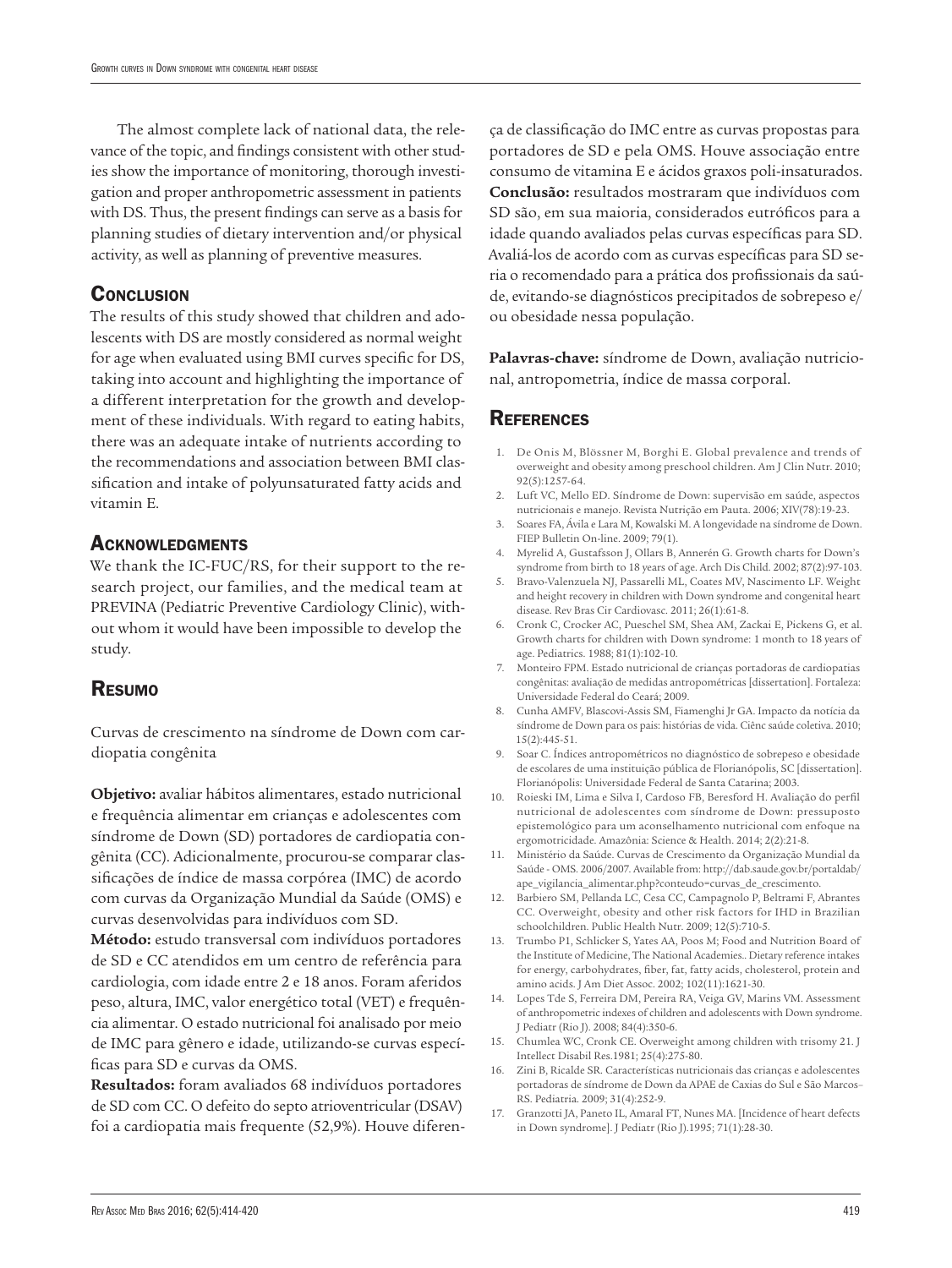The almost complete lack of national data, the relevance of the topic, and findings consistent with other studies show the importance of monitoring, thorough investigation and proper anthropometric assessment in patients with DS. Thus, the present findings can serve as a basis for planning studies of dietary intervention and/or physical activity, as well as planning of preventive measures.

## Conclusion

The results of this study showed that children and adolescents with DS are mostly considered as normal weight for age when evaluated using BMI curves specific for DS, taking into account and highlighting the importance of a different interpretation for the growth and development of these individuals. With regard to eating habits, there was an adequate intake of nutrients according to the recommendations and association between BMI classification and intake of polyunsaturated fatty acids and vitamin E.

## Acknowledgments

We thank the IC-FUC/RS, for their support to the research project, our families, and the medical team at PREVINA (Pediatric Preventive Cardiology Clinic), without whom it would have been impossible to develop the study.

## Resumo

Curvas de crescimento na síndrome de Down com cardiopatia congênita

**Objetivo:** avaliar hábitos alimentares, estado nutricional e frequência alimentar em crianças e adolescentes com síndrome de Down (SD) portadores de cardiopatia congênita (CC). Adicionalmente, procurou-se comparar classificações de índice de massa corpórea (IMC) de acordo com curvas da Organização Mundial da Saúde (OMS) e curvas desenvolvidas para indivíduos com SD.

**Método:** estudo transversal com indivíduos portadores de SD e CC atendidos em um centro de referência para cardiologia, com idade entre 2 e 18 anos. Foram aferidos peso, altura, IMC, valor energético total (VET) e frequência alimentar. O estado nutricional foi analisado por meio de IMC para gênero e idade, utilizando-se curvas específicas para SD e curvas da OMS.

**Resultados:** foram avaliados 68 indivíduos portadores de SD com CC. O defeito do septo atrioventricular (DSAV) foi a cardiopatia mais frequente (52,9%). Houve diferença de classificação do IMC entre as curvas propostas para portadores de SD e pela OMS. Houve associação entre consumo de vitamina E e ácidos graxos poli-insaturados.

**Conclusão:** resultados mostraram que indivíduos com SD são, em sua maioria, considerados eutróficos para a idade quando avaliados pelas curvas específicas para SD. Avaliá-los de acordo com as curvas específicas para SD seria o recomendado para a prática dos profissionais da saúde, evitando-se diagnósticos precipitados de sobrepeso e/ou obesidade nessa população.

**Palavras-chave:** síndrome de Down, avaliação nutricional, antropometria, índice de massa corporal.

## References

1. De Onis M, Blössner M, Borghi E. Global prevalence and trends of overweight and obesity among preschool children. Am J Clin Nutr. 2010; 92(5):1257-64.
2. Luft VC, Mello ED. Síndrome de Down: supervisão em saúde, aspectos nutricionais e manejo. Revista Nutrição em Pauta. 2006; XIV(78):19-23.
3. Soares FA, Ávila e Lara M, Kowalski M. A longevidade na síndrome de Down. FIEP Bulletin On-line. 2009; 79(1).
4. Myrelid A, Gustafsson J, Ollars B, Annerén G. Growth charts for Down's syndrome from birth to 18 years of age. Arch Dis Child. 2002; 87(2):97-103.
5. Bravo-Valenzuela NJ, Passarelli ML, Coates MV, Nascimento LF. Weight and height recovery in children with Down syndrome and congenital heart disease. Rev Bras Cir Cardiovasc. 2011; 26(1):61-8.
6. Cronk C, Crocker AC, Pueschel SM, Shea AM, Zackai E, Pickens G, et al. Growth charts for children with Down syndrome: 1 month to 18 years of age. Pediatrics. 1988; 81(1):102-10.
7. Monteiro FPM. Estado nutricional de crianças portadoras de cardiopatias congênitas: avaliação de medidas antropométricas [dissertation]. Fortaleza: Universidade Federal do Ceará; 2009.
8. Cunha AMFV, Blascovi-Assis SM, Fiamenghi Jr GA. Impacto da notícia da síndrome de Down para os pais: histórias de vida. Ciênc saúde coletiva. 2010; 15(2):445-51.
9. Soar C. Índices antropométricos no diagnóstico de sobrepeso e obesidade de escolares de uma instituição pública de Florianópolis, SC [dissertation]. Florianópolis: Universidade Federal de Santa Catarina; 2003.
10. Roieski IM, Lima e Silva I, Cardoso FB, Beresford H. Avaliação do perfil nutricional de adolescentes com síndrome de Down: pressuposto epistemológico para um aconselhamento nutricional com enfoque na ergomotricidade. Amazônia: Science & Health. 2014; 2(2):21-8.
11. Ministério da Saúde. Curvas de Crescimento da Organização Mundial da Saúde - OMS. 2006/2007. Available from: http://dab.saude.gov.br/portaldab/ape_vigilancia_alimentar.php?conteudo=curvas_de_crescimento.
12. Barbiero SM, Pellanda LC, Cesa CC, Campagnolo P, Beltrami F, Abrantes CC. Overweight, obesity and other risk factors for IHD in Brazilian schoolchildren. Public Health Nutr. 2009; 12(5):710-5.
13. Trumbo P1, Schlicker S, Yates AA, Poos M; Food and Nutrition Board of the Institute of Medicine, The National Academies.. Dietary reference intakes for energy, carbohydrates, fiber, fat, fatty acids, cholesterol, protein and amino acids. J Am Diet Assoc. 2002; 102(11):1621-30.
14. Lopes Tde S, Ferreira DM, Pereira RA, Veiga GV, Marins VM. Assessment of anthropometric indexes of children and adolescents with Down syndrome. J Pediatr (Rio J). 2008; 84(4):350-6.
15. Chumlea WC, Cronk CE. Overweight among children with trisomy 21. J Intellect Disabil Res.1981; 25(4):275-80.
16. Zini B, Ricalde SR. Características nutricionais das crianças e adolescentes portadoras de síndrome de Down da APAE de Caxias do Sul e São Marcos-RS. Pediatria. 2009; 31(4):252-9.
17. Granzotti JA, Paneto IL, Amaral FT, Nunes MA. [Incidence of heart defects in Down syndrome]. J Pediatr (Rio J).1995; 71(1):28-30.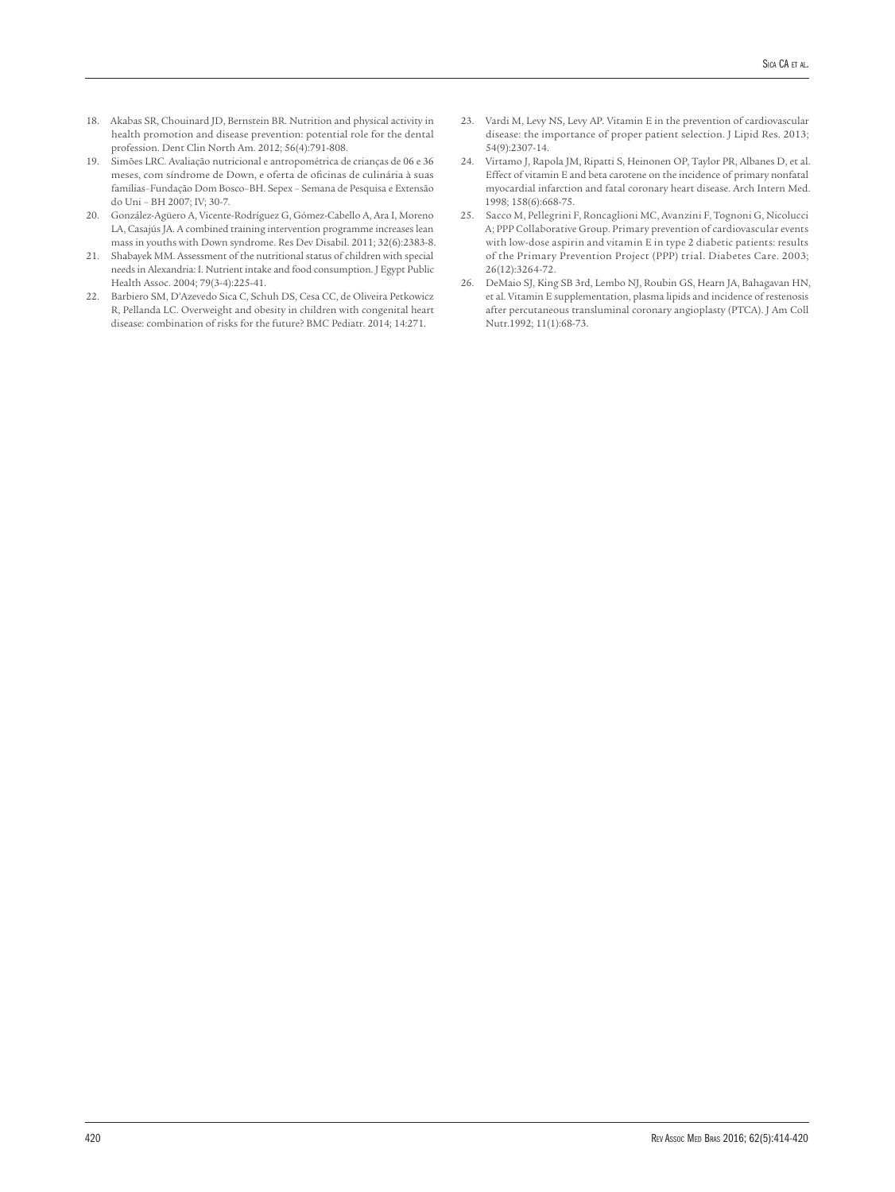18. Akabas SR, Chouinard JD, Bernstein BR. Nutrition and physical activity in health promotion and disease prevention: potential role for the dental profession. Dent Clin North Am. 2012; 56(4):791-808.
19. Simões LRC. Avaliação nutricional e antropométrica de crianças de 06 e 36 meses, com síndrome de Down, e oferta de oficinas de culinária à suas famílias–Fundação Dom Bosco–BH. Sepex – Semana de Pesquisa e Extensão do Uni – BH 2007; IV; 30-7.
20. González-Agüero A, Vicente-Rodríguez G, Gómez-Cabello A, Ara I, Moreno LA, Casajús JA. A combined training intervention programme increases lean mass in youths with Down syndrome. Res Dev Disabil. 2011; 32(6):2383-8.
21. Shabayek MM. Assessment of the nutritional status of children with special needs in Alexandria: I. Nutrient intake and food consumption. J Egypt Public Health Assoc. 2004; 79(3-4):225-41.
22. Barbiero SM, D'Azevedo Sica C, Schuh DS, Cesa CC, de Oliveira Petkowicz R, Pellanda LC. Overweight and obesity in children with congenital heart disease: combination of risks for the future? BMC Pediatr. 2014; 14:271.
23. Vardi M, Levy NS, Levy AP. Vitamin E in the prevention of cardiovascular disease: the importance of proper patient selection. J Lipid Res. 2013; 54(9):2307-14.
24. Virtamo J, Rapola JM, Ripatti S, Heinonen OP, Taylor PR, Albanes D, et al. Effect of vitamin E and beta carotene on the incidence of primary nonfatal myocardial infarction and fatal coronary heart disease. Arch Intern Med. 1998; 158(6):668-75.
25. Sacco M, Pellegrini F, Roncaglioni MC, Avanzini F, Tognoni G, Nicolucci A; PPP Collaborative Group. Primary prevention of cardiovascular events with low-dose aspirin and vitamin E in type 2 diabetic patients: results of the Primary Prevention Project (PPP) trial. Diabetes Care. 2003; 26(12):3264-72.
26. DeMaio SJ, King SB 3rd, Lembo NJ, Roubin GS, Hearn JA, Bahagavan HN, et al. Vitamin E supplementation, plasma lipids and incidence of restenosis after percutaneous transluminal coronary angioplasty (PTCA). J Am Coll Nutr.1992; 11(1):68-73.